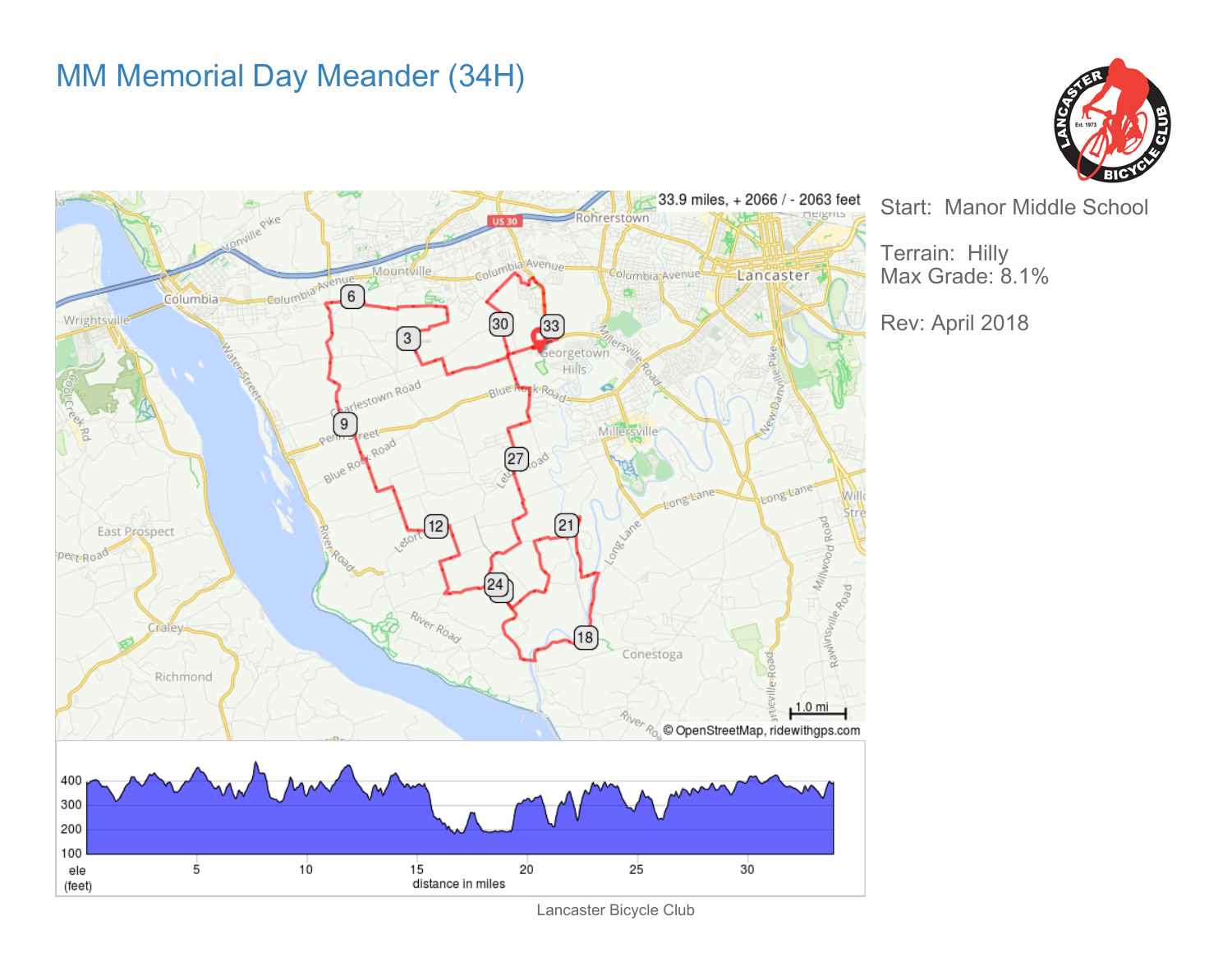# MM Memorial Day Meander (34H)

33.9 miles, + 2066 / - 2063 feet

Start: Manor Middle School

Terrain: Hilly
Max Grade: 8.1%

Rev: April 2018

Lancaster Bicycle Club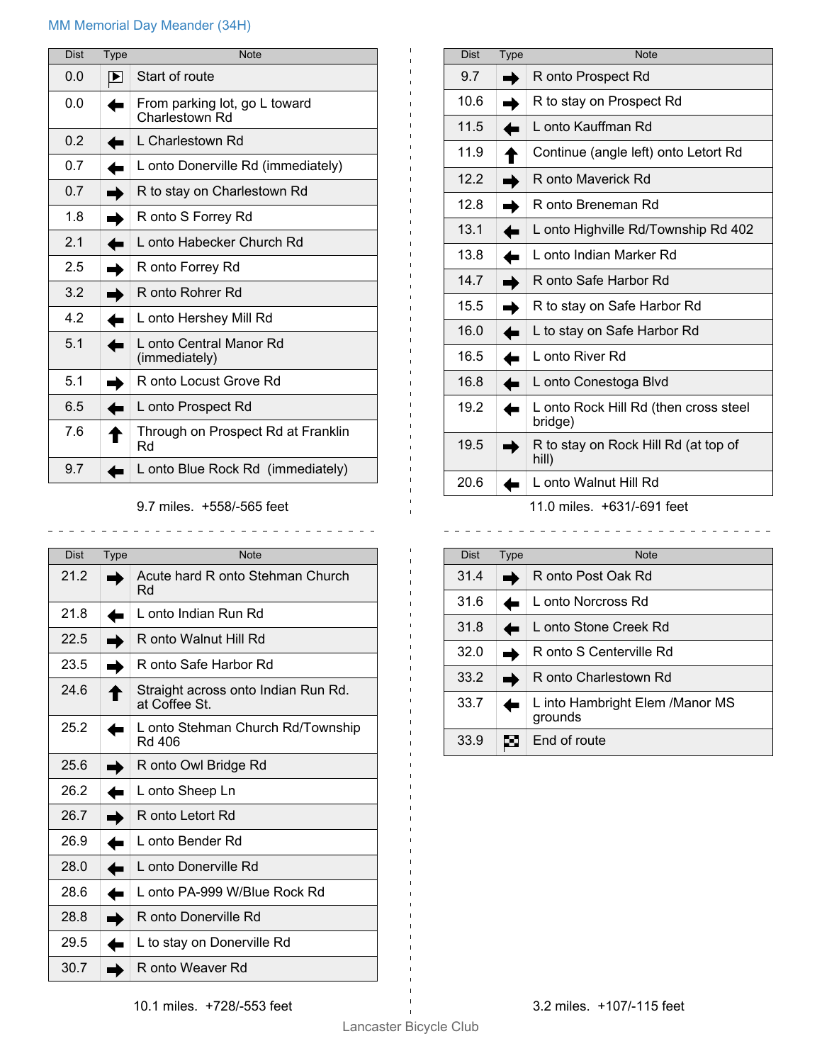# MM Memorial Day Meander (34H)

| Dist | Type | Note |
|---|---|---|
| 0.0 | ▶ | Start of route |
| 0.0 | ← | From parking lot, go L toward Charlestown Rd |
| 0.2 | ← | L Charlestown Rd |
| 0.7 | ← | L onto Donerville Rd (immediately) |
| 0.7 | → | R to stay on Charlestown Rd |
| 1.8 | → | R onto S Forrey Rd |
| 2.1 | ← | L onto Habecker Church Rd |
| 2.5 | → | R onto Forrey Rd |
| 3.2 | → | R onto Rohrer Rd |
| 4.2 | ← | L onto Hershey Mill Rd |
| 5.1 | ← | L onto Central Manor Rd (immediately) |
| 5.1 | → | R onto Locust Grove Rd |
| 6.5 | ← | L onto Prospect Rd |
| 7.6 | ↑ | Through on Prospect Rd at Franklin Rd |
| 9.7 | ← | L onto Blue Rock Rd (immediately) |

9.7 miles. +558/-565 feet

| Dist | Type | Note |
|---|---|---|
| 9.7 | → | R onto Prospect Rd |
| 10.6 | → | R to stay on Prospect Rd |
| 11.5 | ← | L onto Kauffman Rd |
| 11.9 | ↑ | Continue (angle left) onto Letort Rd |
| 12.2 | → | R onto Maverick Rd |
| 12.8 | → | R onto Breneman Rd |
| 13.1 | ← | L onto Highville Rd/Township Rd 402 |
| 13.8 | ← | L onto Indian Marker Rd |
| 14.7 | → | R onto Safe Harbor Rd |
| 15.5 | → | R to stay on Safe Harbor Rd |
| 16.0 | ← | L to stay on Safe Harbor Rd |
| 16.5 | ← | L onto River Rd |
| 16.8 | ← | L onto Conestoga Blvd |
| 19.2 | ← | L onto Rock Hill Rd (then cross steel bridge) |
| 19.5 | → | R to stay on Rock Hill Rd (at top of hill) |
| 20.6 | ← | L onto Walnut Hill Rd |

11.0 miles. +631/-691 feet

| Dist | Type | Note |
|---|---|---|
| 21.2 | → | Acute hard R onto Stehman Church Rd |
| 21.8 | ← | L onto Indian Run Rd |
| 22.5 | → | R onto Walnut Hill Rd |
| 23.5 | → | R onto Safe Harbor Rd |
| 24.6 | ↑ | Straight across onto Indian Run Rd. at Coffee St. |
| 25.2 | ← | L onto Stehman Church Rd/Township Rd 406 |
| 25.6 | → | R onto Owl Bridge Rd |
| 26.2 | ← | L onto Sheep Ln |
| 26.7 | → | R onto Letort Rd |
| 26.9 | ← | L onto Bender Rd |
| 28.0 | ← | L onto Donerville Rd |
| 28.6 | ← | L onto PA-999 W/Blue Rock Rd |
| 28.8 | → | R onto Donerville Rd |
| 29.5 | ← | L to stay on Donerville Rd |
| 30.7 | → | R onto Weaver Rd |

10.1 miles. +728/-553 feet

| Dist | Type | Note |
|---|---|---|
| 31.4 | → | R onto Post Oak Rd |
| 31.6 | ← | L onto Norcross Rd |
| 31.8 | ← | L onto Stone Creek Rd |
| 32.0 | → | R onto S Centerville Rd |
| 33.2 | → | R onto Charlestown Rd |
| 33.7 | ← | L into Hambright Elem /Manor MS grounds |
| 33.9 | 🏁 | End of route |

3.2 miles. +107/-115 feet

Lancaster Bicycle Club